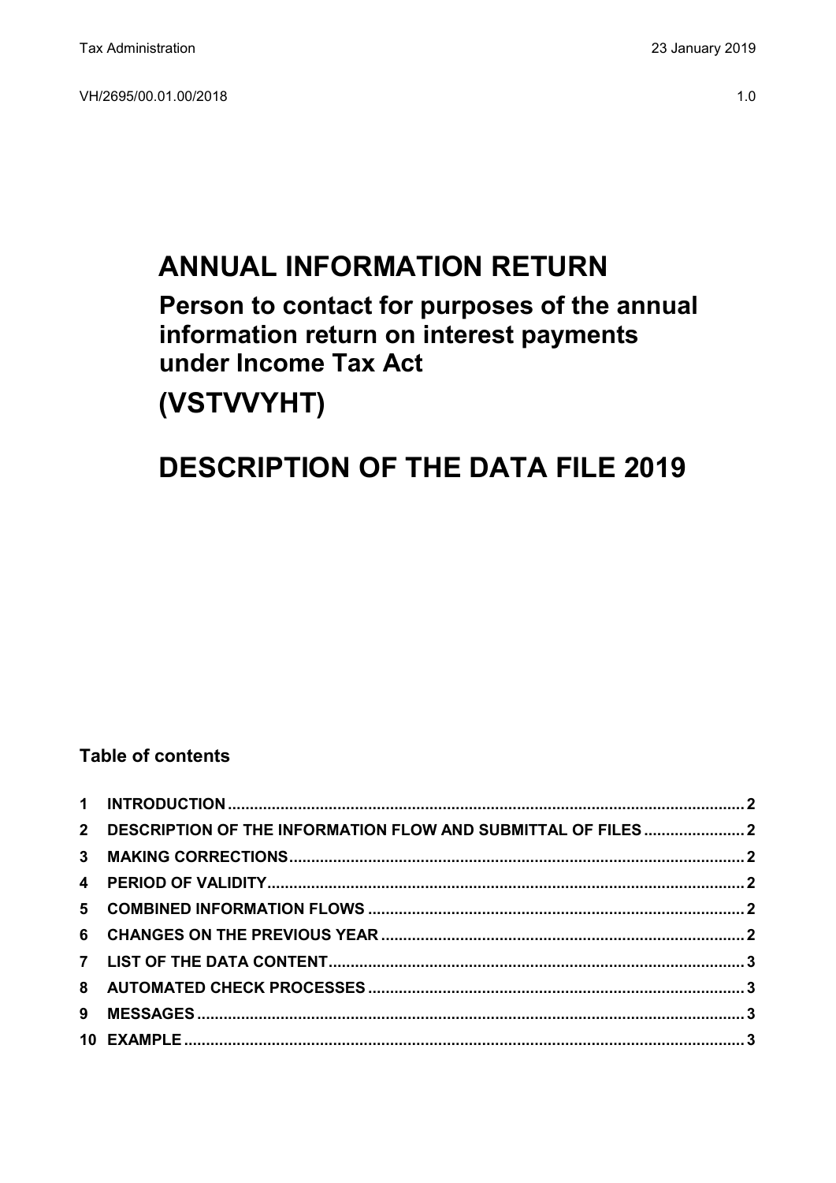Tax Administration 23 January 2019

VH/2695/00.01.00/2018 1.0

# ANNUAL INFORMATION RETURN

## Person to contact for purposes of the annual information return on interest payments under Income Tax Act

## (VSTVVYHT)

# DESCRIPTION OF THE DATA FILE 2019

**Table of contents**

| | | |
|---|---|---|
| **1** | **INTRODUCTION** | **2** |
| **2** | **DESCRIPTION OF THE INFORMATION FLOW AND SUBMITTAL OF FILES** | **2** |
| **3** | **MAKING CORRECTIONS** | **2** |
| **4** | **PERIOD OF VALIDITY** | **2** |
| **5** | **COMBINED INFORMATION FLOWS** | **2** |
| **6** | **CHANGES ON THE PREVIOUS YEAR** | **2** |
| **7** | **LIST OF THE DATA CONTENT** | **3** |
| **8** | **AUTOMATED CHECK PROCESSES** | **3** |
| **9** | **MESSAGES** | **3** |
| **10** | **EXAMPLE** | **3** |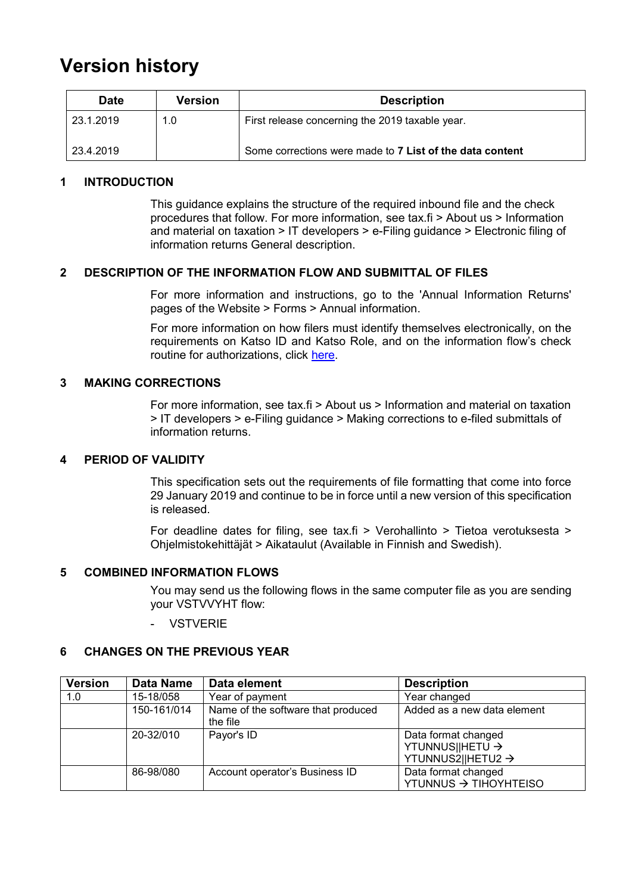# Version history

| Date | Version | Description |
|---|---|---|
| 23.1.2019 | 1.0 | First release concerning the 2019 taxable year. |
| 23.4.2019 | | Some corrections were made to **7 List of the data content** |

## 1 INTRODUCTION

This guidance explains the structure of the required inbound file and the check procedures that follow. For more information, see tax.fi > About us > Information and material on taxation > IT developers > e-Filing guidance > Electronic filing of information returns General description.

## 2 DESCRIPTION OF THE INFORMATION FLOW AND SUBMITTAL OF FILES

For more information and instructions, go to the 'Annual Information Returns' pages of the Website > Forms > Annual information.

For more information on how filers must identify themselves electronically, on the requirements on Katso ID and Katso Role, and on the information flow's check routine for authorizations, click here.

## 3 MAKING CORRECTIONS

For more information, see tax.fi > About us > Information and material on taxation > IT developers > e-Filing guidance > Making corrections to e-filed submittals of information returns.

## 4 PERIOD OF VALIDITY

This specification sets out the requirements of file formatting that come into force 29 January 2019 and continue to be in force until a new version of this specification is released.

For deadline dates for filing, see tax.fi > Verohallinto > Tietoa verotuksesta > Ohjelmistokehittäjät > Aikataulut (Available in Finnish and Swedish).

## 5 COMBINED INFORMATION FLOWS

You may send us the following flows in the same computer file as you are sending your VSTVVYHT flow:

- VSTVERIE

## 6 CHANGES ON THE PREVIOUS YEAR

| Version | Data Name | Data element | Description |
|---|---|---|---|
| 1.0 | 15-18/058 | Year of payment | Year changed |
| | 150-161/014 | Name of the software that produced the file | Added as a new data element |
| | 20-32/010 | Payor's ID | Data format changed YTUNNUS\|\|HETU → YTUNNUS2\|\|HETU2 → |
| | 86-98/080 | Account operator's Business ID | Data format changed YTUNNUS → TIHOYHTEISO |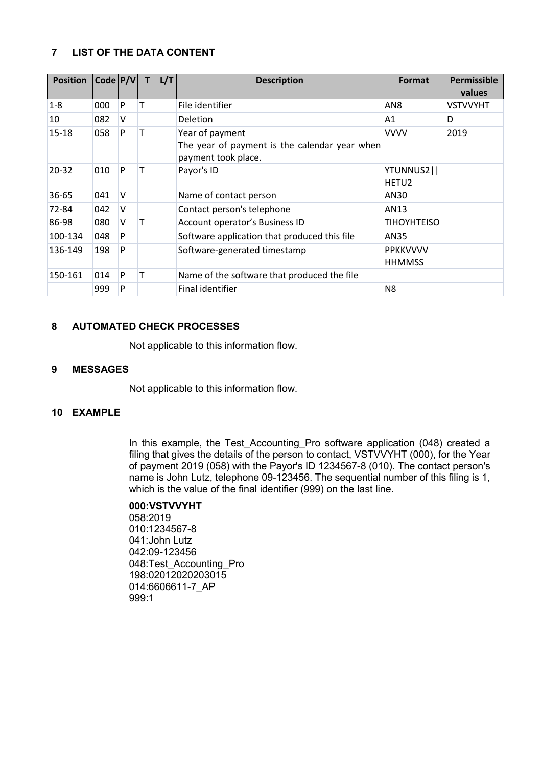## 7 LIST OF THE DATA CONTENT

| Position | Code | P/V | T | L/T | Description | Format | Permissible values |
|---|---|---|---|---|---|---|---|
| 1-8 | 000 | P | T | | File identifier | AN8 | VSTVVYHT |
| 10 | 082 | V | | | Deletion | A1 | D |
| 15-18 | 058 | P | T | | Year of payment<br>The year of payment is the calendar year when payment took place. | VVVV | 2019 |
| 20-32 | 010 | P | T | | Payor's ID | YTUNNUS2\|\|<br>HETU2 | |
| 36-65 | 041 | V | | | Name of contact person | AN30 | |
| 72-84 | 042 | V | | | Contact person's telephone | AN13 | |
| 86-98 | 080 | V | T | | Account operator's Business ID | TIHOYHTEISO | |
| 100-134 | 048 | P | | | Software application that produced this file | AN35 | |
| 136-149 | 198 | P | | | Software-generated timestamp | PPKKVVVV<br>HHMMSS | |
| 150-161 | 014 | P | T | | Name of the software that produced the file | | |
| | 999 | P | | | Final identifier | N8 | |

## 8 AUTOMATED CHECK PROCESSES

Not applicable to this information flow.

## 9 MESSAGES

Not applicable to this information flow.

## 10 EXAMPLE

In this example, the Test_Accounting_Pro software application (048) created a filing that gives the details of the person to contact, VSTVVYHT (000), for the Year of payment 2019 (058) with the Payor's ID 1234567-8 (010). The contact person's name is John Lutz, telephone 09-123456. The sequential number of this filing is 1, which is the value of the final identifier (999) on the last line.

**000:VSTVVYHT**
058:2019
010:1234567-8
041:John Lutz
042:09-123456
048:Test_Accounting_Pro
198:02012020203015
014:6606611-7_AP
999:1